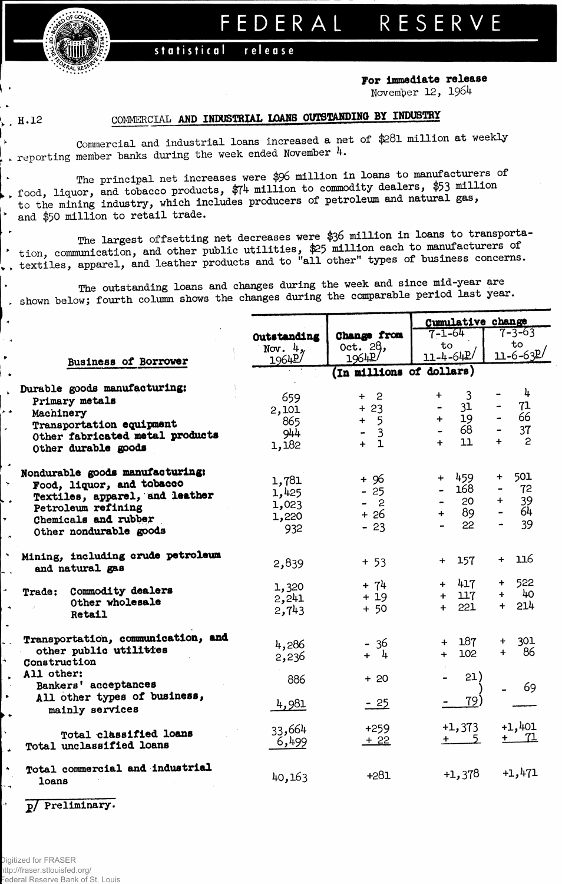# FEDERAL RESERVE

statistical release

**For immediate release**
November 12, 1964

H.12

## COMMERCIAL AND INDUSTRIAL LOANS OUTSTANDING BY INDUSTRY

Commercial and industrial loans increased a net of $281 million at weekly reporting member banks during the week ended November 4.

The principal net increases were $96 million in loans to manufacturers of food, liquor, and tobacco products, $74 million to commodity dealers, $53 million to the mining industry, which includes producers of petroleum and natural gas, and $50 million to retail trade.

The largest offsetting net decreases were $36 million in loans to transportation, communication, and other public utilities, $25 million each to manufacturers of textiles, apparel, and leather products and to "all other" types of business concerns.

The outstanding loans and changes during the week and since mid-year are shown below; fourth column shows the changes during the comparable period last year.

| Business of Borrower | Outstanding Nov. 4, 1964p/ | Change from Oct. 28, 1964p/ | Cumulative change 7-1-64 to 11-4-64p/ | Cumulative change 7-3-63 to 11-6-63p/ |
|---|---|---|---|---|
| | (In millions of dollars) | | | |
| **Durable goods manufacturing:** | | | | |
| Primary metals | 659 | + 2 | + 3 | - 4 |
| Machinery | 2,101 | + 23 | - 31 | - 71 |
| Transportation equipment | 865 | + 5 | + 19 | - 66 |
| Other fabricated metal products | 944 | - 3 | - 68 | - 37 |
| Other durable goods | 1,182 | + 1 | + 11 | + 2 |
| **Nondurable goods manufacturing:** | | | | |
| Food, liquor, and tobacco | 1,781 | + 96 | + 459 | + 501 |
| Textiles, apparel, and leather | 1,425 | - 25 | - 168 | - 72 |
| Petroleum refining | 1,023 | - 2 | - 20 | + 39 |
| Chemicals and rubber | 1,220 | + 26 | + 89 | - 64 |
| Other nondurable goods | 932 | - 23 | - 22 | - 39 |
| **Mining, including crude petroleum and natural gas** | 2,839 | + 53 | + 157 | + 116 |
| **Trade:** Commodity dealers | 1,320 | + 74 | + 417 | + 522 |
| Other wholesale | 2,241 | + 19 | + 117 | + 40 |
| Retail | 2,743 | + 50 | + 221 | + 214 |
| **Transportation, communication, and other public utilities** | 4,286 | - 36 | + 187 | + 301 |
| **Construction** | 2,236 | + 4 | + 102 | + 86 |
| **All other:** | | | | |
| Bankers' acceptances | 886 | + 20 | - 21 | - 69 |
| All other types of business, mainly services | 4,981 | - 25 | - 79 | |
| **Total classified loans** | 33,664 | +259 | +1,373 | +1,401 |
| **Total unclassified loans** | 6,499 | + 22 | + 5 | + 71 |
| **Total commercial and industrial loans** | 40,163 | +281 | +1,378 | +1,471 |

p/ Preliminary.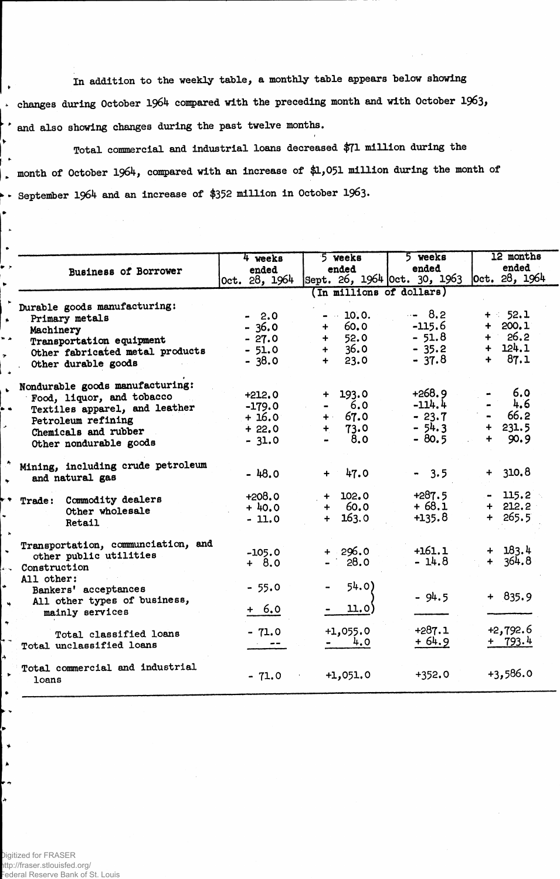In addition to the weekly table, a monthly table appears below showing changes during October 1964 compared with the preceding month and with October 1963, and also showing changes during the past twelve months.

Total commercial and industrial loans decreased $71 million during the month of October 1964, compared with an increase of $1,051 million during the month of September 1964 and an increase of $352 million in October 1963.

| Business of Borrower | 4 weeks ended Oct. 28, 1964 | 5 weeks ended Sept. 26, 1964 | 5 weeks ended Oct. 30, 1963 | 12 months ended Oct. 28, 1964 |
|---|---|---|---|---|
| | (In millions of dollars) | | | |
| **Durable goods manufacturing:** | | | | |
| Primary metals | - 2.0 | - 10.0 | - 8.2 | + 52.1 |
| Machinery | - 36.0 | + 60.0 | -115.6 | + 200.1 |
| Transportation equipment | - 27.0 | + 52.0 | - 51.8 | + 26.2 |
| Other fabricated metal products | - 51.0 | + 36.0 | - 35.2 | + 124.1 |
| Other durable goods | - 38.0 | + 23.0 | - 37.8 | + 87.1 |
| **Nondurable goods manufacturing:** | | | | |
| Food, liquor, and tobacco | +212.0 | + 193.0 | +268.9 | - 6.0 |
| Textiles apparel, and leather | -179.0 | - 6.0 | -114.4 | - 4.6 |
| Petroleum refining | + 16.0 | + 67.0 | - 23.7 | - 66.2 |
| Chemicals and rubber | + 22.0 | + 73.0 | - 54.3 | + 231.5 |
| Other nondurable goods | - 31.0 | - 8.0 | - 80.5 | + 90.9 |
| Mining, including crude petroleum and natural gas | - 48.0 | + 47.0 | - 3.5 | + 310.8 |
| Trade: Commodity dealers | +208.0 | + 102.0 | +287.5 | - 115.2 |
| Other wholesale | + 40.0 | + 60.0 | + 68.1 | + 212.2 |
| Retail | - 11.0 | + 163.0 | +135.8 | + 265.5 |
| Transportation, communciation, and other public utilities | -105.0 | + 296.0 | +161.1 | + 183.4 |
| Construction | + 8.0 | - 28.0 | - 14.8 | + 364.8 |
| **All other:** | | | | |
| Bankers' acceptances | - 55.0 | - 54.0 | - 94.5 | + 835.9 |
| All other types of business, mainly services | + 6.0 | - 11.0 | | |
| Total classified loans | - 71.0 | +1,055.0 | +287.1 | +2,792.6 |
| Total unclassified loans | -- | - 4.0 | + 64.9 | + 793.4 |
| Total commercial and industrial loans | - 71.0 | +1,051.0 | +352.0 | +3,586.0 |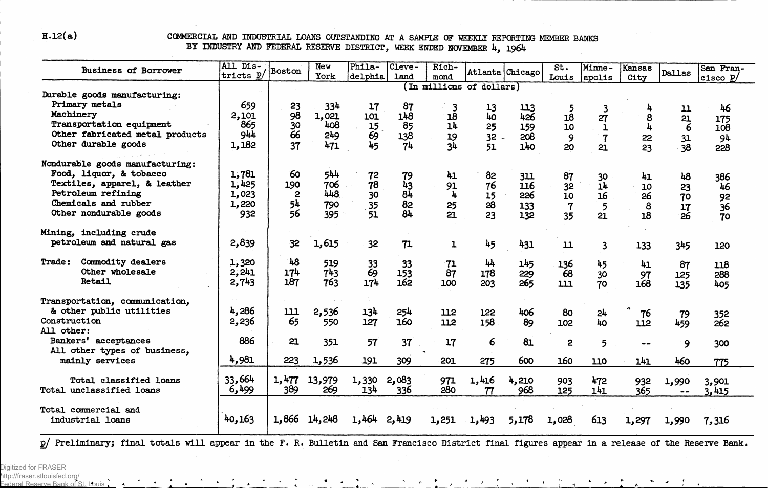H.12(a)

COMMERCIAL AND INDUSTRIAL LOANS OUTSTANDING AT A SAMPLE OF WEEKLY REPORTING MEMBER BANKS BY INDUSTRY AND FEDERAL RESERVE DISTRICT, WEEK ENDED NOVEMBER 4, 1964

| Business of Borrower | All Districts p/ | Boston | New York | Philadelphia | Cleveland | Richmond | Atlanta | Chicago | St. Louis | Minneapolis | Kansas City | Dallas | San Francisco p/ |
|---|---|---|---|---|---|---|---|---|---|---|---|---|---|
| | | (In millions of dollars) | | | | | | | | | | | |
| **Durable goods manufacturing:** | | | | | | | | | | | | | |
| Primary metals | 659 | 23 | 334 | 17 | 87 | 3 | 13 | 113 | 5 | 3 | 4 | 11 | 46 |
| Machinery | 2,101 | 98 | 1,021 | 101 | 148 | 18 | 40 | 426 | 18 | 27 | 8 | 21 | 175 |
| Transportation equipment | 865 | 30 | 408 | 15 | 85 | 14 | 25 | 159 | 10 | 1 | 4 | 6 | 108 |
| Other fabricated metal products | 944 | 66 | 249 | 69 | 138 | 19 | 32 | 208 | 9 | 7 | 22 | 31 | 94 |
| Other durable goods | 1,182 | 37 | 471 | 45 | 74 | 34 | 51 | 140 | 20 | 21 | 23 | 38 | 228 |
| **Nondurable goods manufacturing:** | | | | | | | | | | | | | |
| Food, liquor, & tobacco | 1,781 | 60 | 544 | 72 | 79 | 41 | 82 | 311 | 87 | 30 | 41 | 48 | 386 |
| Textiles, apparel, & leather | 1,425 | 190 | 706 | 78 | 43 | 91 | 76 | 116 | 32 | 14 | 10 | 23 | 46 |
| Petroleum refining | 1,023 | 2 | 448 | 30 | 84 | 4 | 15 | 226 | 10 | 16 | 26 | 70 | 92 |
| Chemicals and rubber | 1,220 | 54 | 790 | 35 | 82 | 25 | 28 | 133 | 7 | 5 | 8 | 17 | 36 |
| Other nondurable goods | 932 | 56 | 395 | 51 | 84 | 21 | 23 | 132 | 35 | 21 | 18 | 26 | 70 |
| Mining, including crude petroleum and natural gas | 2,839 | 32 | 1,615 | 32 | 71 | 1 | 45 | 431 | 11 | 3 | 133 | 345 | 120 |
| Trade: Commodity dealers | 1,320 | 48 | 519 | 33 | 33 | 71 | 44 | 145 | 136 | 45 | 41 | 87 | 118 |
| Other wholesale | 2,241 | 174 | 743 | 69 | 153 | 87 | 178 | 229 | 68 | 30 | 97 | 125 | 288 |
| Retail | 2,743 | 187 | 763 | 174 | 162 | 100 | 203 | 265 | 111 | 70 | 168 | 135 | 405 |
| Transportation, communication, & other public utilities | 4,286 | 111 | 2,536 | 134 | 254 | 112 | 122 | 406 | 80 | 24 | 76 | 79 | 352 |
| Construction | 2,236 | 65 | 550 | 127 | 160 | 112 | 158 | 89 | 102 | 40 | 112 | 459 | 262 |
| All other: | | | | | | | | | | | | | |
| Bankers' acceptances | 886 | 21 | 351 | 57 | 37 | 17 | 6 | 81 | 2 | 5 | -- | 9 | 300 |
| All other types of business, mainly services | 4,981 | 223 | 1,536 | 191 | 309 | 201 | 275 | 600 | 160 | 110 | 141 | 460 | 775 |
| Total classified loans | 33,664 | 1,477 | 13,979 | 1,330 | 2,083 | 971 | 1,416 | 4,210 | 903 | 472 | 932 | 1,990 | 3,901 |
| Total unclassified loans | 6,499 | 389 | 269 | 134 | 336 | 280 | 77 | 968 | 125 | 141 | 365 | -- | 3,415 |
| Total commercial and industrial loans | 40,163 | 1,866 | 14,248 | 1,464 | 2,419 | 1,251 | 1,493 | 5,178 | 1,028 | 613 | 1,297 | 1,990 | 7,316 |

p/ Preliminary; final totals will appear in the F. R. Bulletin and San Francisco District final figures appear in a release of the Reserve Bank.